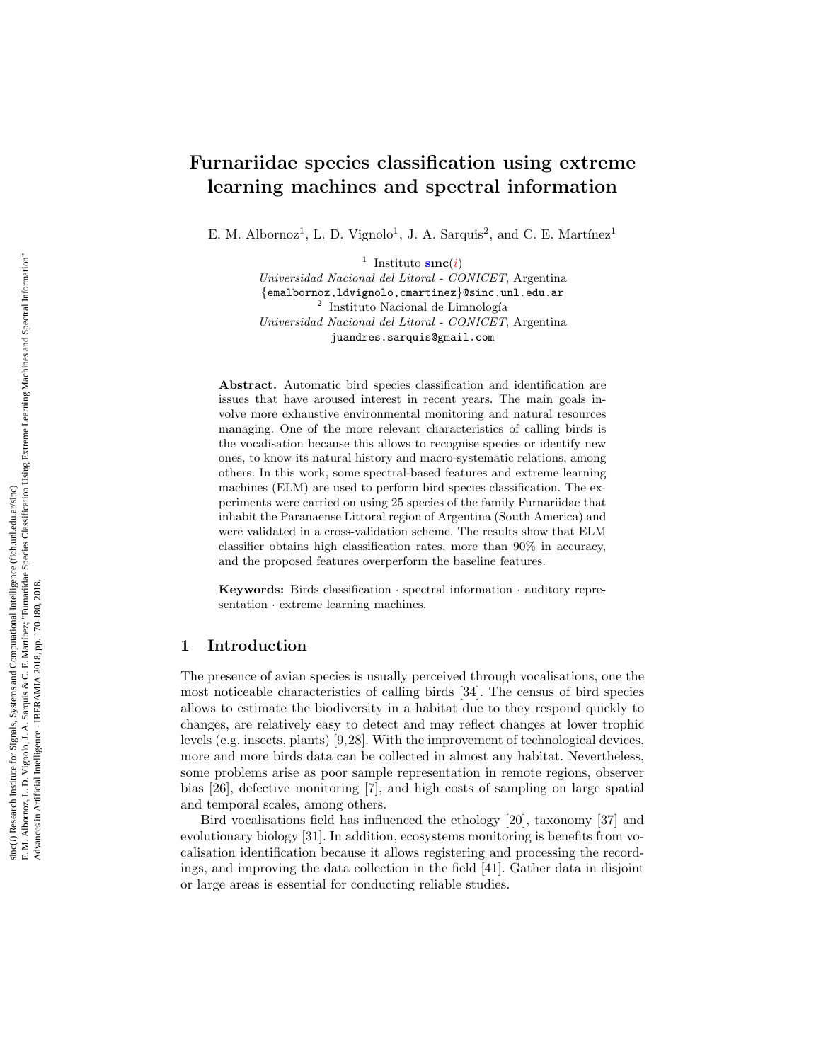# Furnariidae species classification using extreme learning machines and spectral information

E. M. Albornoz[1], L. D. Vignolo[1], J. A. Sarquis[2], and C. E. Martínez[1]

[1] Instituto sinc(*i*)
*Universidad Nacional del Litoral - CONICET*, Argentina
{emalbornoz,ldvignolo,cmartinez}@sinc.unl.edu.ar
[2] Instituto Nacional de Limnología
*Universidad Nacional del Litoral - CONICET*, Argentina
juandres.sarquis@gmail.com

**Abstract.** Automatic bird species classification and identification are issues that have aroused interest in recent years. The main goals involve more exhaustive environmental monitoring and natural resources managing. One of the more relevant characteristics of calling birds is the vocalisation because this allows to recognise species or identify new ones, to know its natural history and macro-systematic relations, among others. In this work, some spectral-based features and extreme learning machines (ELM) are used to perform bird species classification. The experiments were carried on using 25 species of the family Furnariidae that inhabit the Paranaense Littoral region of Argentina (South America) and were validated in a cross-validation scheme. The results show that ELM classifier obtains high classification rates, more than 90% in accuracy, and the proposed features overperform the baseline features.

**Keywords:** Birds classification · spectral information · auditory representation · extreme learning machines.

## 1 Introduction

The presence of avian species is usually perceived through vocalisations, one the most noticeable characteristics of calling birds [34]. The census of bird species allows to estimate the biodiversity in a habitat due to they respond quickly to changes, are relatively easy to detect and may reflect changes at lower trophic levels (e.g. insects, plants) [9,28]. With the improvement of technological devices, more and more birds data can be collected in almost any habitat. Nevertheless, some problems arise as poor sample representation in remote regions, observer bias [26], defective monitoring [7], and high costs of sampling on large spatial and temporal scales, among others.

Bird vocalisations field has influenced the ethology [20], taxonomy [37] and evolutionary biology [31]. In addition, ecosystems monitoring is benefits from vocalisation identification because it allows registering and processing the recordings, and improving the data collection in the field [41]. Gather data in disjoint or large areas is essential for conducting reliable studies.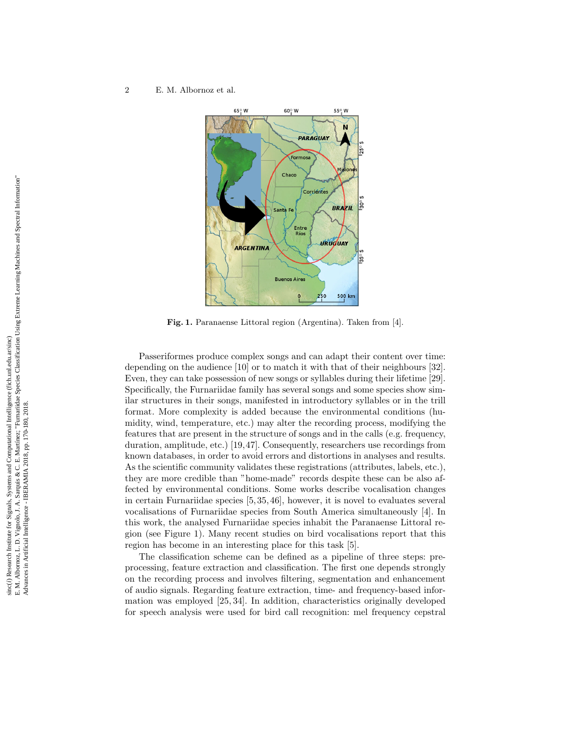Fig. 1. Paranaense Littoral region (Argentina). Taken from [4].

Passeriformes produce complex songs and can adapt their content over time: depending on the audience [10] or to match it with that of their neighbours [32]. Even, they can take possession of new songs or syllables during their lifetime [29]. Specifically, the Furnariidae family has several songs and some species show similar structures in their songs, manifested in introductory syllables or in the trill format. More complexity is added because the environmental conditions (humidity, wind, temperature, etc.) may alter the recording process, modifying the features that are present in the structure of songs and in the calls (e.g. frequency, duration, amplitude, etc.) [19,47]. Consequently, researchers use recordings from known databases, in order to avoid errors and distortions in analyses and results. As the scientific community validates these registrations (attributes, labels, etc.), they are more credible than "home-made" records despite these can be also affected by environmental conditions. Some works describe vocalisation changes in certain Furnariidae species [5,35,46], however, it is novel to evaluates several vocalisations of Furnariidae species from South America simultaneously [4]. In this work, the analysed Furnariidae species inhabit the Paranaense Littoral region (see Figure 1). Many recent studies on bird vocalisations report that this region has become in an interesting place for this task [5].

The classification scheme can be defined as a pipeline of three steps: preprocessing, feature extraction and classification. The first one depends strongly on the recording process and involves filtering, segmentation and enhancement of audio signals. Regarding feature extraction, time- and frequency-based information was employed [25, 34]. In addition, characteristics originally developed for speech analysis were used for bird call recognition: mel frequency cepstral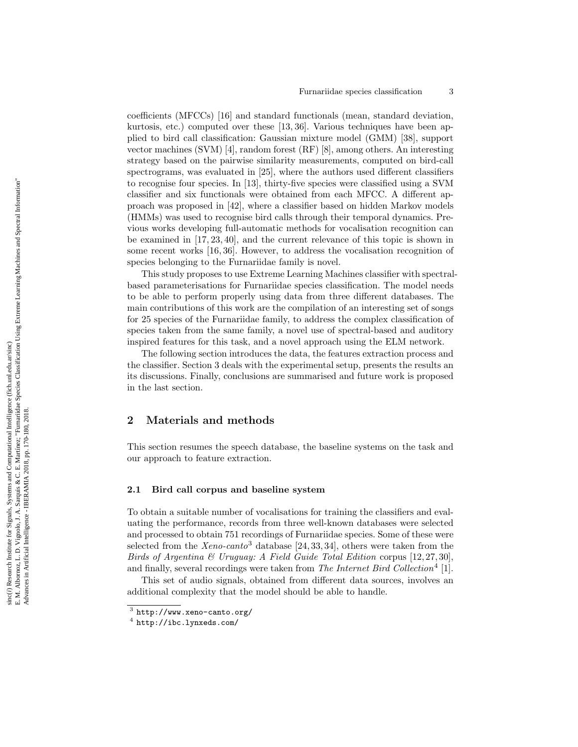coefficients (MFCCs) [16] and standard functionals (mean, standard deviation, kurtosis, etc.) computed over these [13, 36]. Various techniques have been applied to bird call classification: Gaussian mixture model (GMM) [38], support vector machines (SVM) [4], random forest (RF) [8], among others. An interesting strategy based on the pairwise similarity measurements, computed on bird-call spectrograms, was evaluated in [25], where the authors used different classifiers to recognise four species. In [13], thirty-five species were classified using a SVM classifier and six functionals were obtained from each MFCC. A different approach was proposed in [42], where a classifier based on hidden Markov models (HMMs) was used to recognise bird calls through their temporal dynamics. Previous works developing full-automatic methods for vocalisation recognition can be examined in [17, 23, 40], and the current relevance of this topic is shown in some recent works [16, 36]. However, to address the vocalisation recognition of species belonging to the Furnariidae family is novel.

This study proposes to use Extreme Learning Machines classifier with spectral-based parameterisations for Furnariidae species classification. The model needs to be able to perform properly using data from three different databases. The main contributions of this work are the compilation of an interesting set of songs for 25 species of the Furnariidae family, to address the complex classification of species taken from the same family, a novel use of spectral-based and auditory inspired features for this task, and a novel approach using the ELM network.

The following section introduces the data, the features extraction process and the classifier. Section 3 deals with the experimental setup, presents the results an its discussions. Finally, conclusions are summarised and future work is proposed in the last section.

## 2 Materials and methods

This section resumes the speech database, the baseline systems on the task and our approach to feature extraction.

### 2.1 Bird call corpus and baseline system

To obtain a suitable number of vocalisations for training the classifiers and evaluating the performance, records from three well-known databases were selected and processed to obtain 751 recordings of Furnariidae species. Some of these were selected from the *Xeno-canto*[3] database [24, 33, 34], others were taken from the *Birds of Argentina & Uruguay: A Field Guide Total Edition* corpus [12, 27, 30], and finally, several recordings were taken from *The Internet Bird Collection*[4] [1].

This set of audio signals, obtained from different data sources, involves an additional complexity that the model should be able to handle.

[3] http://www.xeno-canto.org/

[4] http://ibc.lynxeds.com/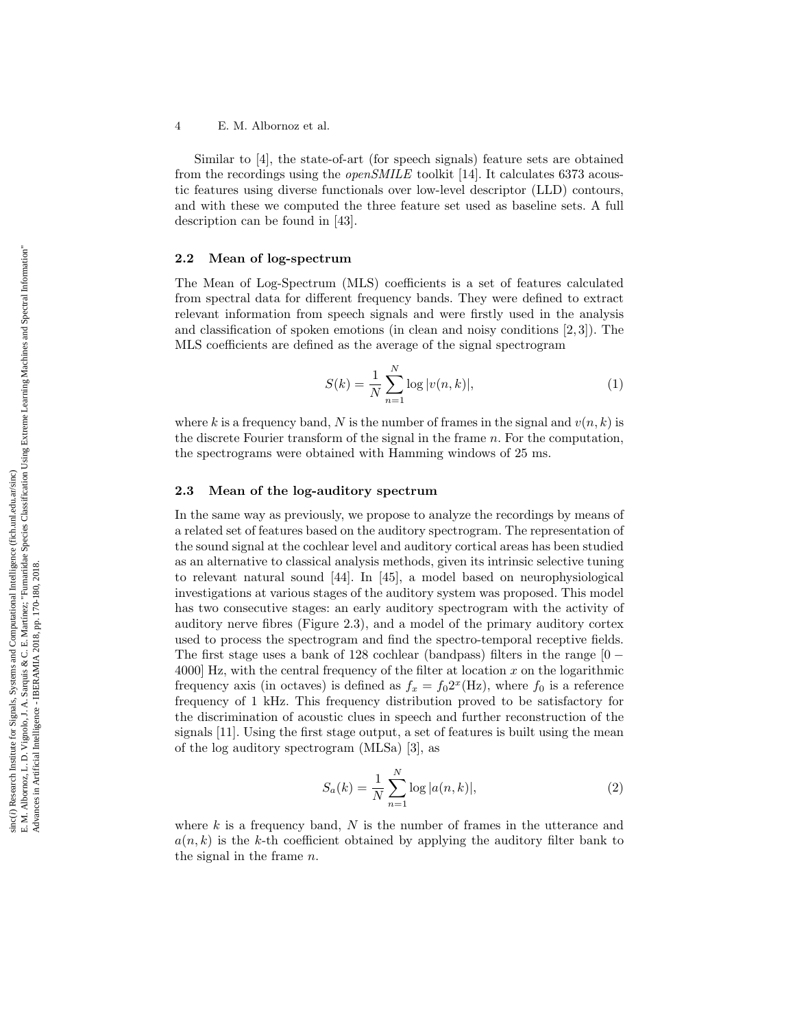Similar to [4], the state-of-art (for speech signals) feature sets are obtained from the recordings using the *openSMILE* toolkit [14]. It calculates 6373 acoustic features using diverse functionals over low-level descriptor (LLD) contours, and with these we computed the three feature set used as baseline sets. A full description can be found in [43].

### 2.2 Mean of log-spectrum

The Mean of Log-Spectrum (MLS) coefficients is a set of features calculated from spectral data for different frequency bands. They were defined to extract relevant information from speech signals and were firstly used in the analysis and classification of spoken emotions (in clean and noisy conditions [2, 3]). The MLS coefficients are defined as the average of the signal spectrogram

$$S(k) = \frac{1}{N} \sum_{n=1}^{N} \log |v(n, k)|, \tag{1}$$

where $k$ is a frequency band, $N$ is the number of frames in the signal and $v(n, k)$ is the discrete Fourier transform of the signal in the frame $n$. For the computation, the spectrograms were obtained with Hamming windows of 25 ms.

### 2.3 Mean of the log-auditory spectrum

In the same way as previously, we propose to analyze the recordings by means of a related set of features based on the auditory spectrogram. The representation of the sound signal at the cochlear level and auditory cortical areas has been studied as an alternative to classical analysis methods, given its intrinsic selective tuning to relevant natural sound [44]. In [45], a model based on neurophysiological investigations at various stages of the auditory system was proposed. This model has two consecutive stages: an early auditory spectrogram with the activity of auditory nerve fibres (Figure 2.3), and a model of the primary auditory cortex used to process the spectrogram and find the spectro-temporal receptive fields. The first stage uses a bank of 128 cochlear (bandpass) filters in the range [0 − 4000] Hz, with the central frequency of the filter at location $x$ on the logarithmic frequency axis (in octaves) is defined as $f_x = f_0 2^x$(Hz), where $f_0$ is a reference frequency of 1 kHz. This frequency distribution proved to be satisfactory for the discrimination of acoustic clues in speech and further reconstruction of the signals [11]. Using the first stage output, a set of features is built using the mean of the log auditory spectrogram (MLSa) [3], as

$$S_a(k) = \frac{1}{N} \sum_{n=1}^{N} \log |a(n, k)|, \tag{2}$$

where $k$ is a frequency band, $N$ is the number of frames in the utterance and $a(n, k)$ is the $k$-th coefficient obtained by applying the auditory filter bank to the signal in the frame $n$.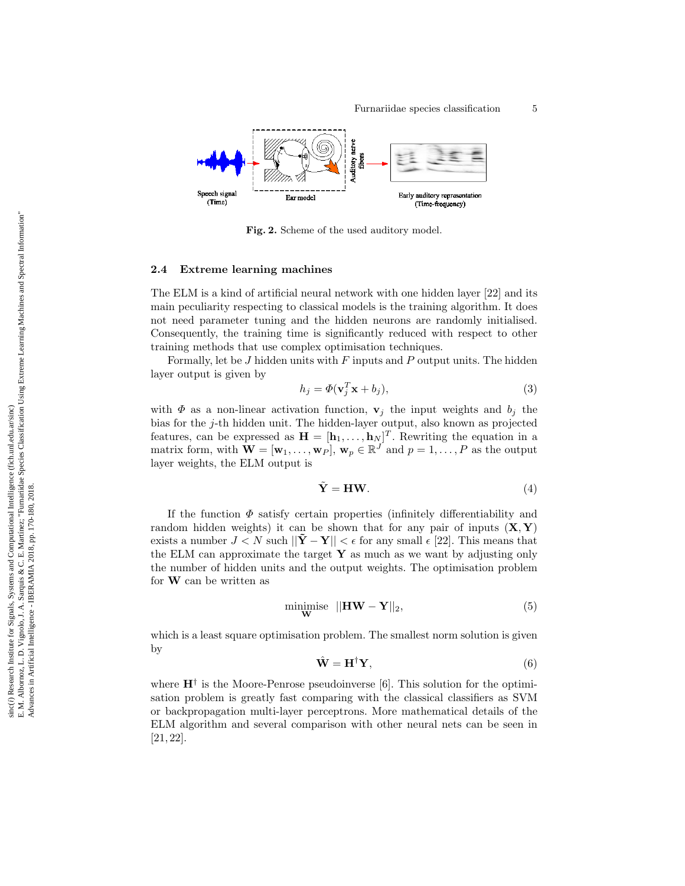Speech signal
(Time)

Ear model

Auditory nerve fibers

Early auditory representation
(Time-frequency)

**Fig. 2.** Scheme of the used auditory model.

### 2.4 Extreme learning machines

The ELM is a kind of artificial neural network with one hidden layer [22] and its main peculiarity respecting to classical models is the training algorithm. It does not need parameter tuning and the hidden neurons are randomly initialised. Consequently, the training time is significantly reduced with respect to other training methods that use complex optimisation techniques.

Formally, let be $J$ hidden units with $F$ inputs and $P$ output units. The hidden layer output is given by

$$h_j = \Phi(\mathbf{v}_j^T \mathbf{x} + b_j), \tag{3}$$

with $\Phi$ as a non-linear activation function, $\mathbf{v}_j$ the input weights and $b_j$ the bias for the $j$-th hidden unit. The hidden-layer output, also known as projected features, can be expressed as $\mathbf{H} = [\mathbf{h}_1, \ldots, \mathbf{h}_N]^T$. Rewriting the equation in a matrix form, with $\mathbf{W} = [\mathbf{w}_1, \ldots, \mathbf{w}_P]$, $\mathbf{w}_p \in \mathbb{R}^J$ and $p = 1, \ldots, P$ as the output layer weights, the ELM output is

$$\tilde{\mathbf{Y}} = \mathbf{H}\mathbf{W}. \tag{4}$$

If the function $\Phi$ satisfy certain properties (infinitely differentiability and random hidden weights) it can be shown that for any pair of inputs $(\mathbf{X}, \mathbf{Y})$ exists a number $J < N$ such $||\tilde{\mathbf{Y}} - \mathbf{Y}|| < \epsilon$ for any small $\epsilon$ [22]. This means that the ELM can approximate the target $\mathbf{Y}$ as much as we want by adjusting only the number of hidden units and the output weights. The optimisation problem for $\mathbf{W}$ can be written as

$$\underset{\mathbf{W}}{\text{minimise}} \;\; ||\mathbf{H}\mathbf{W} - \mathbf{Y}||_2, \tag{5}$$

which is a least square optimisation problem. The smallest norm solution is given by

$$\hat{\mathbf{W}} = \mathbf{H}^{\dagger}\mathbf{Y}, \tag{6}$$

where $\mathbf{H}^{\dagger}$ is the Moore-Penrose pseudoinverse [6]. This solution for the optimisation problem is greatly fast comparing with the classical classifiers as SVM or backpropagation multi-layer perceptrons. More mathematical details of the ELM algorithm and several comparison with other neural nets can be seen in [21, 22].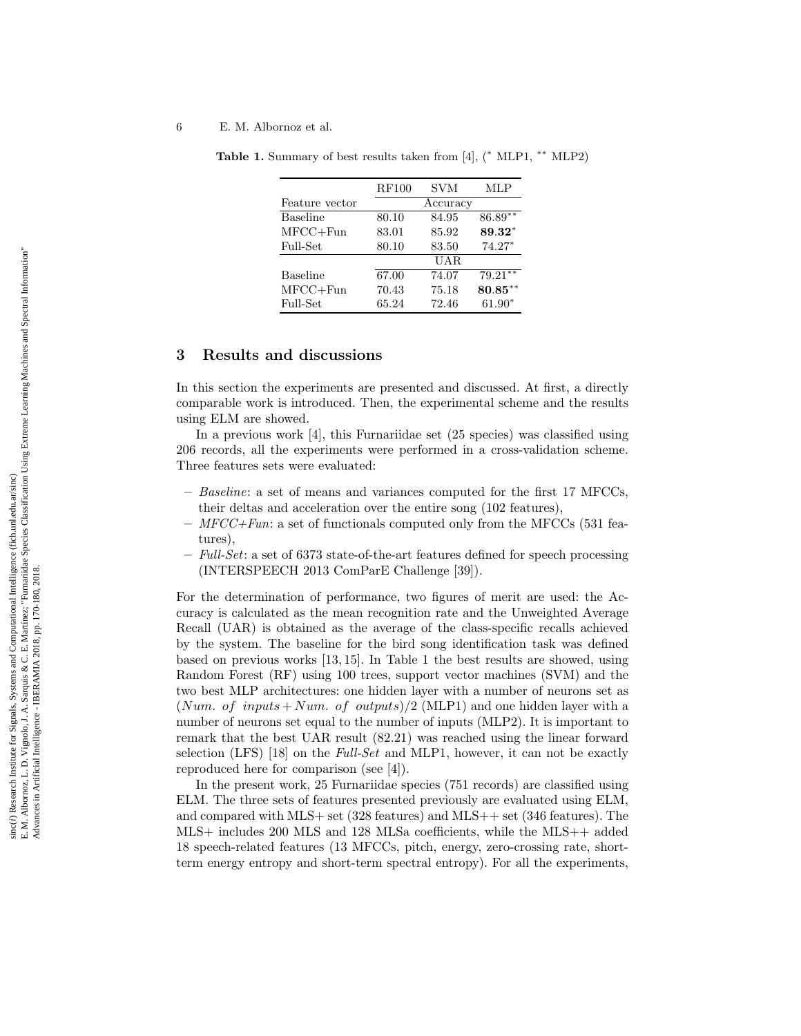**Table 1.** Summary of best results taken from [4], (* MLP1, ** MLP2)

| | RF100 | SVM | MLP |
|---|---|---|---|
| Feature vector | | Accuracy | |
| Baseline | 80.10 | 84.95 | 86.89** |
| MFCC+Fun | 83.01 | 85.92 | **89.32*** |
| Full-Set | 80.10 | 83.50 | 74.27* |
| | | UAR | |
| Baseline | 67.00 | 74.07 | 79.21** |
| MFCC+Fun | 70.43 | 75.18 | **80.85**** |
| Full-Set | 65.24 | 72.46 | 61.90* |

## 3 Results and discussions

In this section the experiments are presented and discussed. At first, a directly comparable work is introduced. Then, the experimental scheme and the results using ELM are showed.

In a previous work [4], this Furnariidae set (25 species) was classified using 206 records, all the experiments were performed in a cross-validation scheme. Three features sets were evaluated:

- *Baseline*: a set of means and variances computed for the first 17 MFCCs, their deltas and acceleration over the entire song (102 features),
- *MFCC+Fun*: a set of functionals computed only from the MFCCs (531 features),
- *Full-Set*: a set of 6373 state-of-the-art features defined for speech processing (INTERSPEECH 2013 ComParE Challenge [39]).

For the determination of performance, two figures of merit are used: the Accuracy is calculated as the mean recognition rate and the Unweighted Average Recall (UAR) is obtained as the average of the class-specific recalls achieved by the system. The baseline for the bird song identification task was defined based on previous works [13, 15]. In Table 1 the best results are showed, using Random Forest (RF) using 100 trees, support vector machines (SVM) and the two best MLP architectures: one hidden layer with a number of neurons set as $(Num.\ of\ inputs + Num.\ of\ outputs)/2$ (MLP1) and one hidden layer with a number of neurons set equal to the number of inputs (MLP2). It is important to remark that the best UAR result (82.21) was reached using the linear forward selection (LFS) [18] on the *Full-Set* and MLP1, however, it can not be exactly reproduced here for comparison (see [4]).

In the present work, 25 Furnariidae species (751 records) are classified using ELM. The three sets of features presented previously are evaluated using ELM, and compared with MLS+ set (328 features) and MLS++ set (346 features). The MLS+ includes 200 MLS and 128 MLSa coefficients, while the MLS++ added 18 speech-related features (13 MFCCs, pitch, energy, zero-crossing rate, short-term energy entropy and short-term spectral entropy). For all the experiments,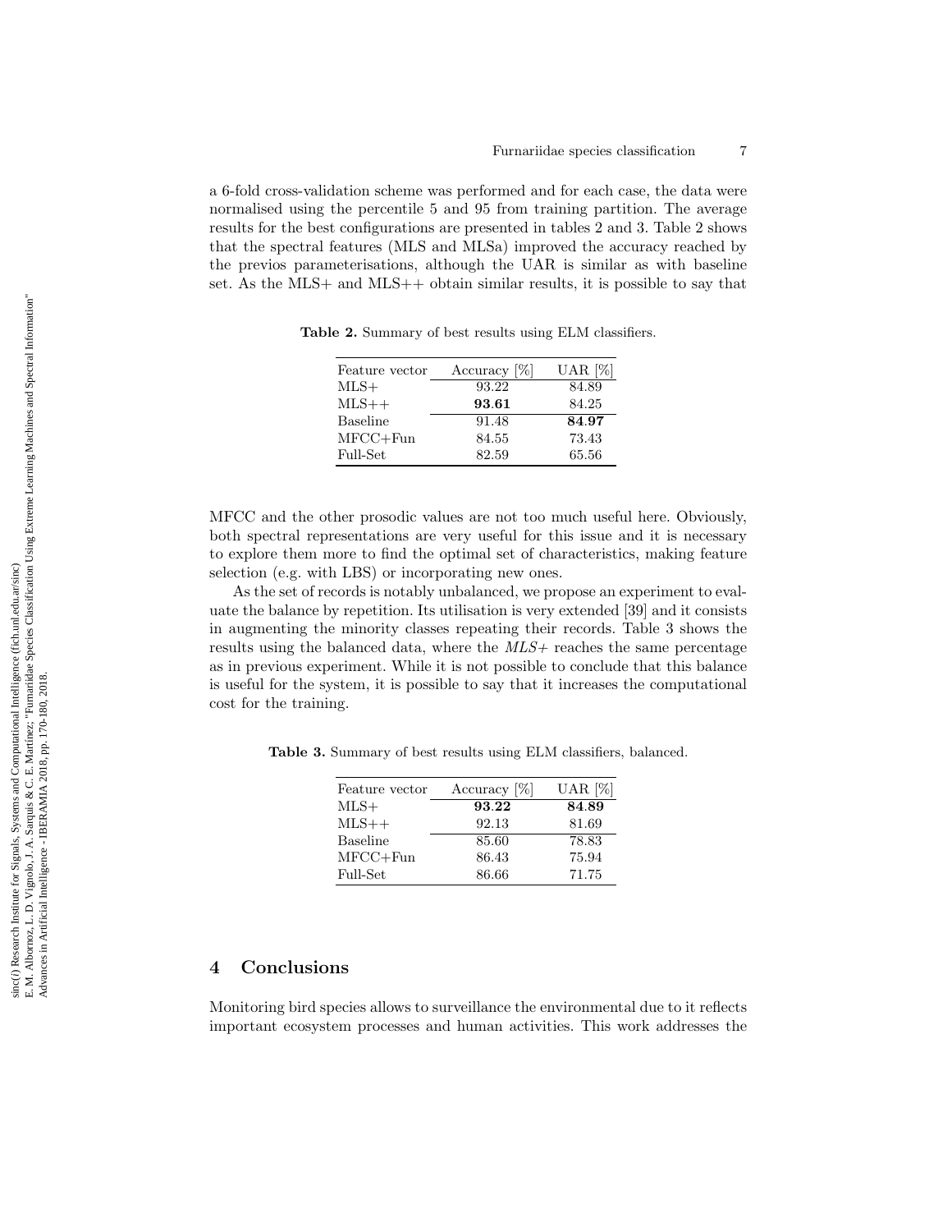a 6-fold cross-validation scheme was performed and for each case, the data were normalised using the percentile 5 and 95 from training partition. The average results for the best configurations are presented in tables 2 and 3. Table 2 shows that the spectral features (MLS and MLSa) improved the accuracy reached by the previos parameterisations, although the UAR is similar as with baseline set. As the MLS+ and MLS++ obtain similar results, it is possible to say that

**Table 2.** Summary of best results using ELM classifiers.

| Feature vector | Accuracy [%] | UAR [%] |
| --- | --- | --- |
| MLS+ | 93.22 | 84.89 |
| MLS++ | **93.61** | 84.25 |
| Baseline | 91.48 | **84.97** |
| MFCC+Fun | 84.55 | 73.43 |
| Full-Set | 82.59 | 65.56 |

MFCC and the other prosodic values are not too much useful here. Obviously, both spectral representations are very useful for this issue and it is necessary to explore them more to find the optimal set of characteristics, making feature selection (e.g. with LBS) or incorporating new ones.

As the set of records is notably unbalanced, we propose an experiment to evaluate the balance by repetition. Its utilisation is very extended [39] and it consists in augmenting the minority classes repeating their records. Table 3 shows the results using the balanced data, where the *MLS+* reaches the same percentage as in previous experiment. While it is not possible to conclude that this balance is useful for the system, it is possible to say that it increases the computational cost for the training.

**Table 3.** Summary of best results using ELM classifiers, balanced.

| Feature vector | Accuracy [%] | UAR [%] |
| --- | --- | --- |
| MLS+ | **93.22** | **84.89** |
| MLS++ | 92.13 | 81.69 |
| Baseline | 85.60 | 78.83 |
| MFCC+Fun | 86.43 | 75.94 |
| Full-Set | 86.66 | 71.75 |

## 4 Conclusions

Monitoring bird species allows to surveillance the environmental due to it reflects important ecosystem processes and human activities. This work addresses the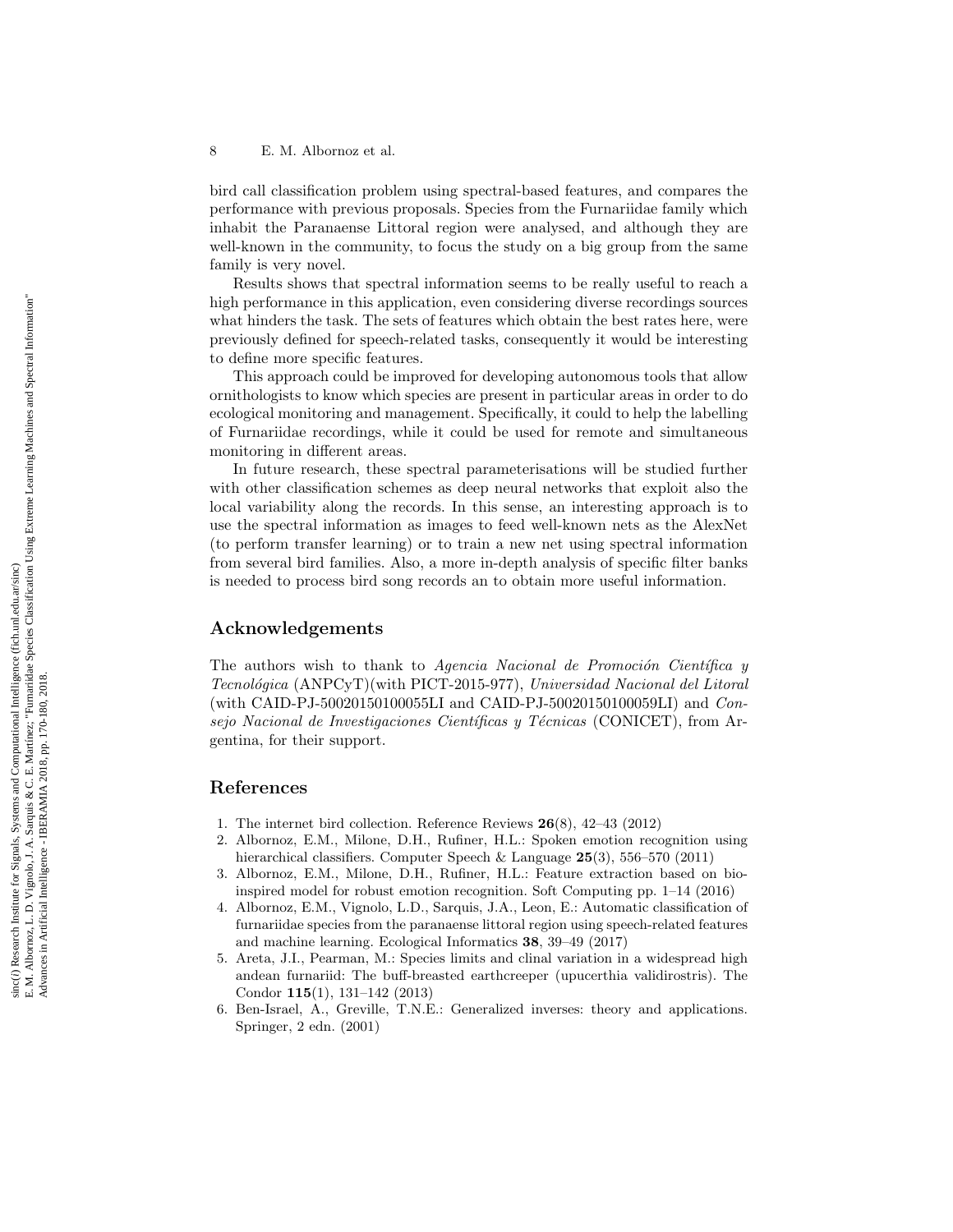bird call classification problem using spectral-based features, and compares the performance with previous proposals. Species from the Furnariidae family which inhabit the Paranaense Littoral region were analysed, and although they are well-known in the community, to focus the study on a big group from the same family is very novel.

Results shows that spectral information seems to be really useful to reach a high performance in this application, even considering diverse recordings sources what hinders the task. The sets of features which obtain the best rates here, were previously defined for speech-related tasks, consequently it would be interesting to define more specific features.

This approach could be improved for developing autonomous tools that allow ornithologists to know which species are present in particular areas in order to do ecological monitoring and management. Specifically, it could to help the labelling of Furnariidae recordings, while it could be used for remote and simultaneous monitoring in different areas.

In future research, these spectral parameterisations will be studied further with other classification schemes as deep neural networks that exploit also the local variability along the records. In this sense, an interesting approach is to use the spectral information as images to feed well-known nets as the AlexNet (to perform transfer learning) or to train a new net using spectral information from several bird families. Also, a more in-depth analysis of specific filter banks is needed to process bird song records an to obtain more useful information.

## Acknowledgements

The authors wish to thank to *Agencia Nacional de Promoción Científica y Tecnológica* (ANPCyT)(with PICT-2015-977), *Universidad Nacional del Litoral* (with CAID-PJ-50020150100055LI and CAID-PJ-50020150100059LI) and *Consejo Nacional de Investigaciones Científicas y Técnicas* (CONICET), from Argentina, for their support.

## References

1. The internet bird collection. Reference Reviews **26**(8), 42–43 (2012)
2. Albornoz, E.M., Milone, D.H., Rufiner, H.L.: Spoken emotion recognition using hierarchical classifiers. Computer Speech & Language **25**(3), 556–570 (2011)
3. Albornoz, E.M., Milone, D.H., Rufiner, H.L.: Feature extraction based on bio-inspired model for robust emotion recognition. Soft Computing pp. 1–14 (2016)
4. Albornoz, E.M., Vignolo, L.D., Sarquis, J.A., Leon, E.: Automatic classification of furnariidae species from the paranaense littoral region using speech-related features and machine learning. Ecological Informatics **38**, 39–49 (2017)
5. Areta, J.I., Pearman, M.: Species limits and clinal variation in a widespread high andean furnariid: The buff-breasted earthcreeper (upucerthia validirostris). The Condor **115**(1), 131–142 (2013)
6. Ben-Israel, A., Greville, T.N.E.: Generalized inverses: theory and applications. Springer, 2 edn. (2001)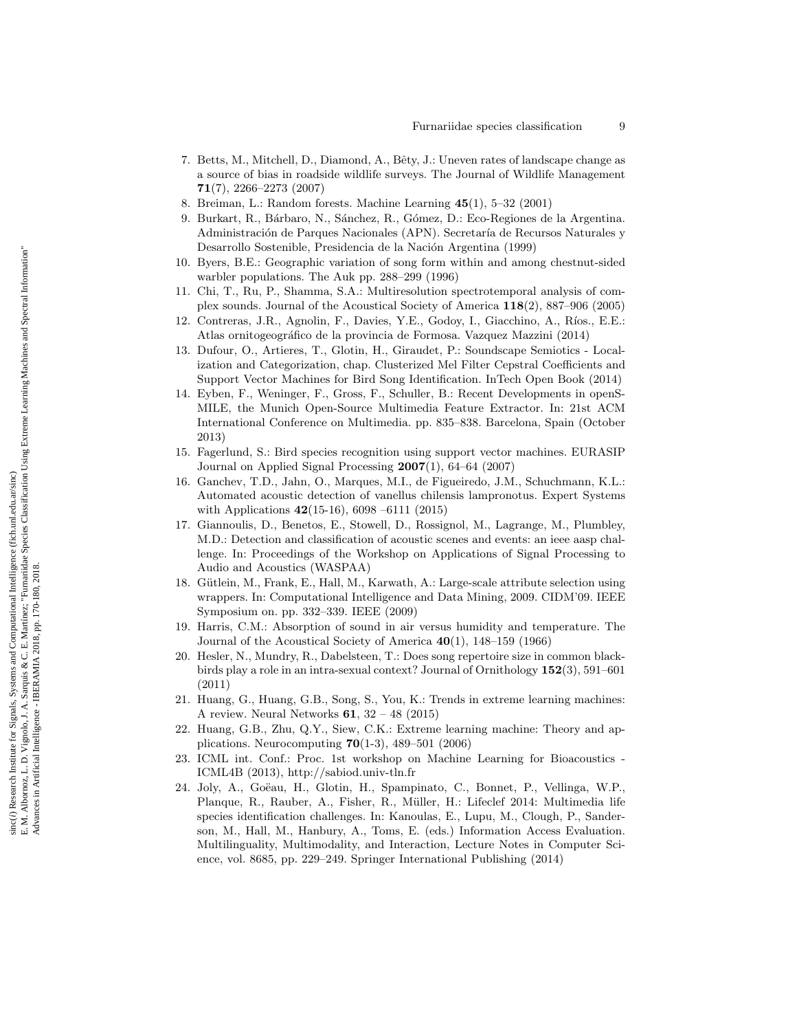7. Betts, M., Mitchell, D., Diamond, A., Bêty, J.: Uneven rates of landscape change as a source of bias in roadside wildlife surveys. The Journal of Wildlife Management **71**(7), 2266–2273 (2007)
8. Breiman, L.: Random forests. Machine Learning **45**(1), 5–32 (2001)
9. Burkart, R., Bárbaro, N., Sánchez, R., Gómez, D.: Eco-Regiones de la Argentina. Administración de Parques Nacionales (APN). Secretaría de Recursos Naturales y Desarrollo Sostenible, Presidencia de la Nación Argentina (1999)
10. Byers, B.E.: Geographic variation of song form within and among chestnut-sided warbler populations. The Auk pp. 288–299 (1996)
11. Chi, T., Ru, P., Shamma, S.A.: Multiresolution spectrotemporal analysis of complex sounds. Journal of the Acoustical Society of America **118**(2), 887–906 (2005)
12. Contreras, J.R., Agnolin, F., Davies, Y.E., Godoy, I., Giacchino, A., Ríos., E.E.: Atlas ornitogeográfico de la provincia de Formosa. Vazquez Mazzini (2014)
13. Dufour, O., Artieres, T., Glotin, H., Giraudet, P.: Soundscape Semiotics - Localization and Categorization, chap. Clusterized Mel Filter Cepstral Coefficients and Support Vector Machines for Bird Song Identification. InTech Open Book (2014)
14. Eyben, F., Weninger, F., Gross, F., Schuller, B.: Recent Developments in openSMILE, the Munich Open-Source Multimedia Feature Extractor. In: 21st ACM International Conference on Multimedia. pp. 835–838. Barcelona, Spain (October 2013)
15. Fagerlund, S.: Bird species recognition using support vector machines. EURASIP Journal on Applied Signal Processing **2007**(1), 64–64 (2007)
16. Ganchev, T.D., Jahn, O., Marques, M.I., de Figueiredo, J.M., Schuchmann, K.L.: Automated acoustic detection of vanellus chilensis lampronotus. Expert Systems with Applications **42**(15-16), 6098 –6111 (2015)
17. Giannoulis, D., Benetos, E., Stowell, D., Rossignol, M., Lagrange, M., Plumbley, M.D.: Detection and classification of acoustic scenes and events: an ieee aasp challenge. In: Proceedings of the Workshop on Applications of Signal Processing to Audio and Acoustics (WASPAA)
18. Gütlein, M., Frank, E., Hall, M., Karwath, A.: Large-scale attribute selection using wrappers. In: Computational Intelligence and Data Mining, 2009. CIDM'09. IEEE Symposium on. pp. 332–339. IEEE (2009)
19. Harris, C.M.: Absorption of sound in air versus humidity and temperature. The Journal of the Acoustical Society of America **40**(1), 148–159 (1966)
20. Hesler, N., Mundry, R., Dabelsteen, T.: Does song repertoire size in common blackbirds play a role in an intra-sexual context? Journal of Ornithology **152**(3), 591–601 (2011)
21. Huang, G., Huang, G.B., Song, S., You, K.: Trends in extreme learning machines: A review. Neural Networks **61**, 32 – 48 (2015)
22. Huang, G.B., Zhu, Q.Y., Siew, C.K.: Extreme learning machine: Theory and applications. Neurocomputing **70**(1-3), 489–501 (2006)
23. ICML int. Conf.: Proc. 1st workshop on Machine Learning for Bioacoustics - ICML4B (2013), http://sabiod.univ-tln.fr
24. Joly, A., Goëau, H., Glotin, H., Spampinato, C., Bonnet, P., Vellinga, W.P., Planque, R., Rauber, A., Fisher, R., Müller, H.: Lifeclef 2014: Multimedia life species identification challenges. In: Kanoulas, E., Lupu, M., Clough, P., Sanderson, M., Hall, M., Hanbury, A., Toms, E. (eds.) Information Access Evaluation. Multilinguality, Multimodality, and Interaction, Lecture Notes in Computer Science, vol. 8685, pp. 229–249. Springer International Publishing (2014)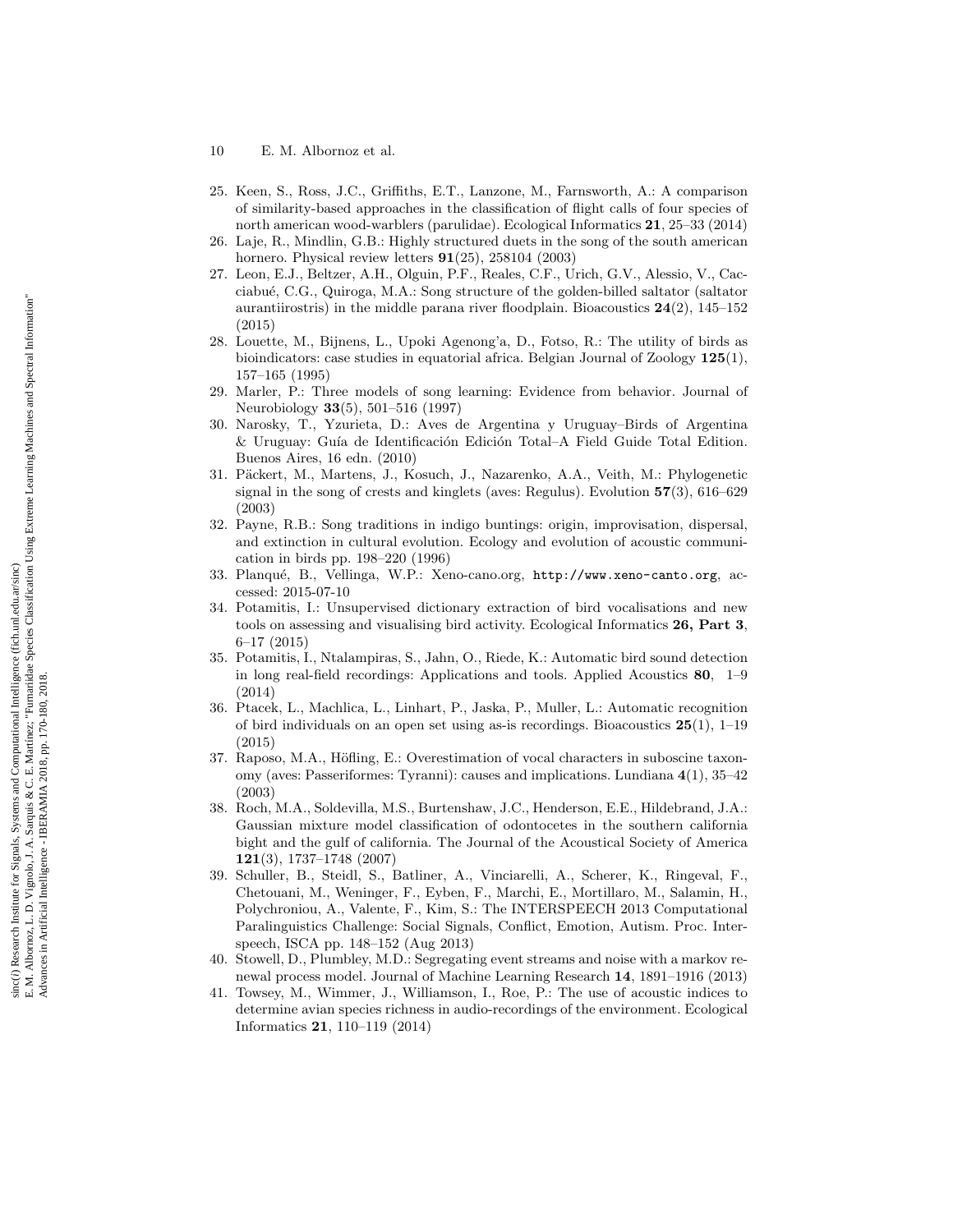25. Keen, S., Ross, J.C., Griffiths, E.T., Lanzone, M., Farnsworth, A.: A comparison of similarity-based approaches in the classification of flight calls of four species of north american wood-warblers (parulidae). Ecological Informatics **21**, 25–33 (2014)
26. Laje, R., Mindlin, G.B.: Highly structured duets in the song of the south american hornero. Physical review letters **91**(25), 258104 (2003)
27. Leon, E.J., Beltzer, A.H., Olguin, P.F., Reales, C.F., Urich, G.V., Alessio, V., Cacciabué, C.G., Quiroga, M.A.: Song structure of the golden-billed saltator (saltator aurantiirostris) in the middle parana river floodplain. Bioacoustics **24**(2), 145–152 (2015)
28. Louette, M., Bijnens, L., Upoki Agenong'a, D., Fotso, R.: The utility of birds as bioindicators: case studies in equatorial africa. Belgian Journal of Zoology **125**(1), 157–165 (1995)
29. Marler, P.: Three models of song learning: Evidence from behavior. Journal of Neurobiology **33**(5), 501–516 (1997)
30. Narosky, T., Yzurieta, D.: Aves de Argentina y Uruguay–Birds of Argentina & Uruguay: Guía de Identificación Edición Total–A Field Guide Total Edition. Buenos Aires, 16 edn. (2010)
31. Päckert, M., Martens, J., Kosuch, J., Nazarenko, A.A., Veith, M.: Phylogenetic signal in the song of crests and kinglets (aves: Regulus). Evolution **57**(3), 616–629 (2003)
32. Payne, R.B.: Song traditions in indigo buntings: origin, improvisation, dispersal, and extinction in cultural evolution. Ecology and evolution of acoustic communication in birds pp. 198–220 (1996)
33. Planqué, B., Vellinga, W.P.: Xeno-cano.org, `http://www.xeno-canto.org`, accessed: 2015-07-10
34. Potamitis, I.: Unsupervised dictionary extraction of bird vocalisations and new tools on assessing and visualising bird activity. Ecological Informatics **26, Part 3**, 6–17 (2015)
35. Potamitis, I., Ntalampiras, S., Jahn, O., Riede, K.: Automatic bird sound detection in long real-field recordings: Applications and tools. Applied Acoustics **80**, 1–9 (2014)
36. Ptacek, L., Machlica, L., Linhart, P., Jaska, P., Muller, L.: Automatic recognition of bird individuals on an open set using as-is recordings. Bioacoustics **25**(1), 1–19 (2015)
37. Raposo, M.A., Höfling, E.: Overestimation of vocal characters in suboscine taxonomy (aves: Passeriformes: Tyranni): causes and implications. Lundiana **4**(1), 35–42 (2003)
38. Roch, M.A., Soldevilla, M.S., Burtenshaw, J.C., Henderson, E.E., Hildebrand, J.A.: Gaussian mixture model classification of odontocetes in the southern california bight and the gulf of california. The Journal of the Acoustical Society of America **121**(3), 1737–1748 (2007)
39. Schuller, B., Steidl, S., Batliner, A., Vinciarelli, A., Scherer, K., Ringeval, F., Chetouani, M., Weninger, F., Eyben, F., Marchi, E., Mortillaro, M., Salamin, H., Polychroniou, A., Valente, F., Kim, S.: The INTERSPEECH 2013 Computational Paralinguistics Challenge: Social Signals, Conflict, Emotion, Autism. Proc. Interspeech, ISCA pp. 148–152 (Aug 2013)
40. Stowell, D., Plumbley, M.D.: Segregating event streams and noise with a markov renewal process model. Journal of Machine Learning Research **14**, 1891–1916 (2013)
41. Towsey, M., Wimmer, J., Williamson, I., Roe, P.: The use of acoustic indices to determine avian species richness in audio-recordings of the environment. Ecological Informatics **21**, 110–119 (2014)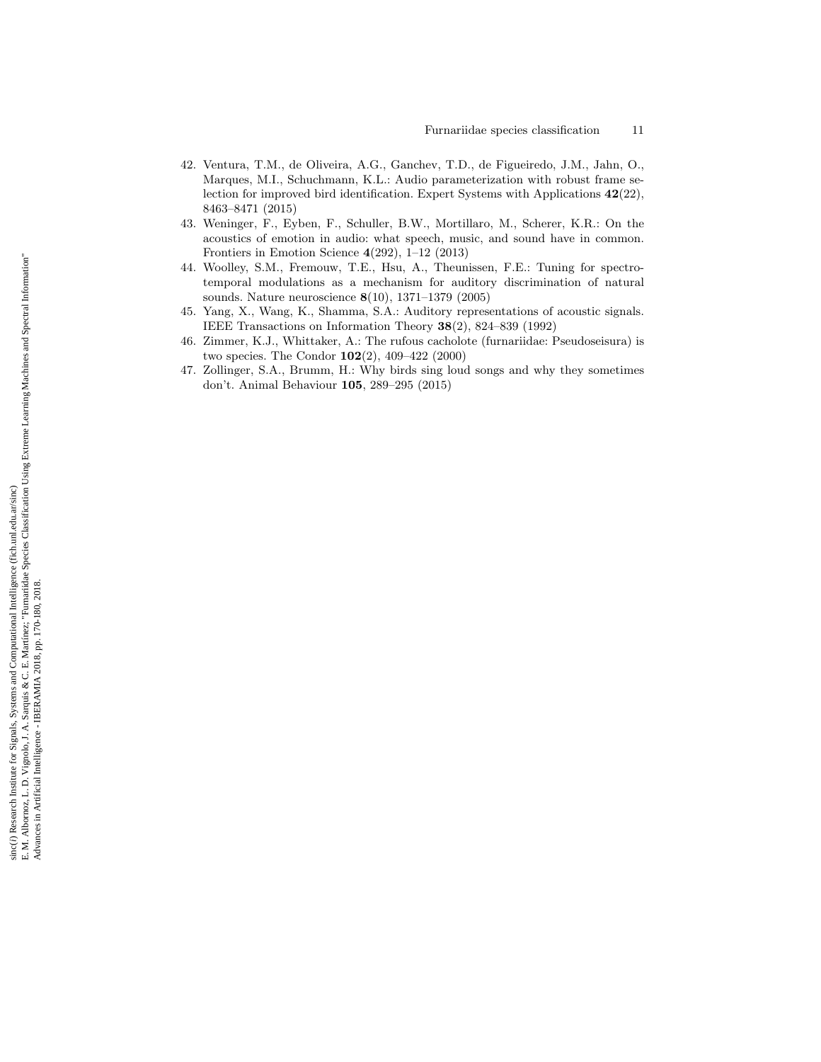42. Ventura, T.M., de Oliveira, A.G., Ganchev, T.D., de Figueiredo, J.M., Jahn, O., Marques, M.I., Schuchmann, K.L.: Audio parameterization with robust frame selection for improved bird identification. Expert Systems with Applications **42**(22), 8463–8471 (2015)
43. Weninger, F., Eyben, F., Schuller, B.W., Mortillaro, M., Scherer, K.R.: On the acoustics of emotion in audio: what speech, music, and sound have in common. Frontiers in Emotion Science **4**(292), 1–12 (2013)
44. Woolley, S.M., Fremouw, T.E., Hsu, A., Theunissen, F.E.: Tuning for spectro-temporal modulations as a mechanism for auditory discrimination of natural sounds. Nature neuroscience **8**(10), 1371–1379 (2005)
45. Yang, X., Wang, K., Shamma, S.A.: Auditory representations of acoustic signals. IEEE Transactions on Information Theory **38**(2), 824–839 (1992)
46. Zimmer, K.J., Whittaker, A.: The rufous cacholote (furnariidae: Pseudoseisura) is two species. The Condor **102**(2), 409–422 (2000)
47. Zollinger, S.A., Brumm, H.: Why birds sing loud songs and why they sometimes don't. Animal Behaviour **105**, 289–295 (2015)